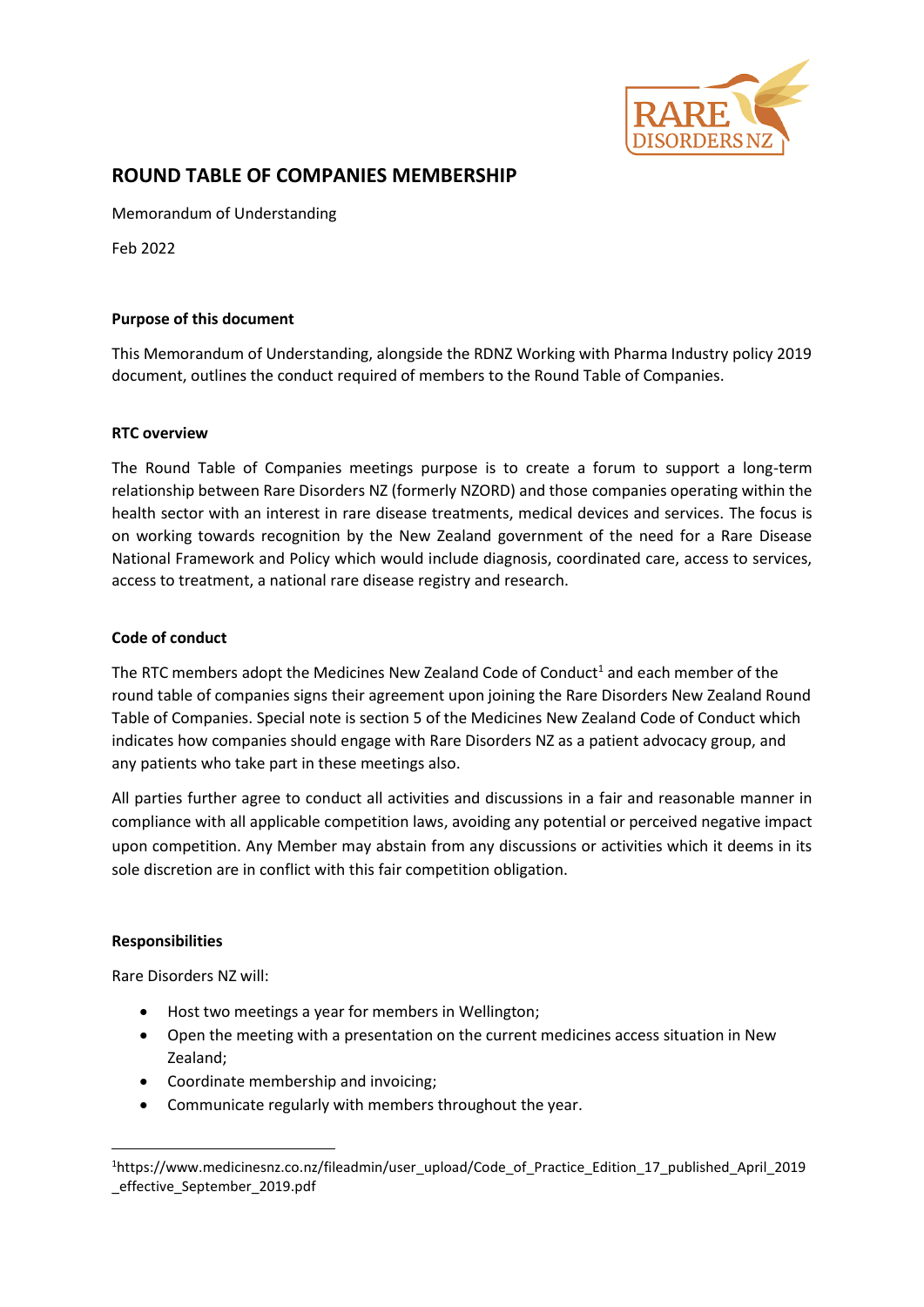## ROUND TABLE OF COMPANIES MEMBERSHIP

Memorandum of Understanding

Feb 2022

### Purpose of this document

This Memorandum of Understanding, alongside the RDNZ Working with Pharma Industry policy 2019 document, outlines the conduct required of members to the Round Table of Companies.

### RTC overview

The Round Table of Companies meetings purpose is to create a forum to support a long-term relationship between Rare Disorders NZ (formerly NZORD) and those companies operating within the health sector with an interest in rare disease treatments, medical devices and services. The focus is on working towards recognition by the New Zealand government of the need for a Rare Disease National Framework and Policy which would include diagnosis, coordinated care, access to services, access to treatment, a national rare disease registry and research.

### Code of conduct

The RTC members adopt the Medicines New Zealand Code of Conduct[1] and each member of the round table of companies signs their agreement upon joining the Rare Disorders New Zealand Round Table of Companies. Special note is section 5 of the Medicines New Zealand Code of Conduct which indicates how companies should engage with Rare Disorders NZ as a patient advocacy group, and any patients who take part in these meetings also.

All parties further agree to conduct all activities and discussions in a fair and reasonable manner in compliance with all applicable competition laws, avoiding any potential or perceived negative impact upon competition. Any Member may abstain from any discussions or activities which it deems in its sole discretion are in conflict with this fair competition obligation.

### Responsibilities

Rare Disorders NZ will:

- Host two meetings a year for members in Wellington;
- Open the meeting with a presentation on the current medicines access situation in New Zealand;
- Coordinate membership and invoicing;
- Communicate regularly with members throughout the year.

[1] https://www.medicinesnz.co.nz/fileadmin/user_upload/Code_of_Practice_Edition_17_published_April_2019_effective_September_2019.pdf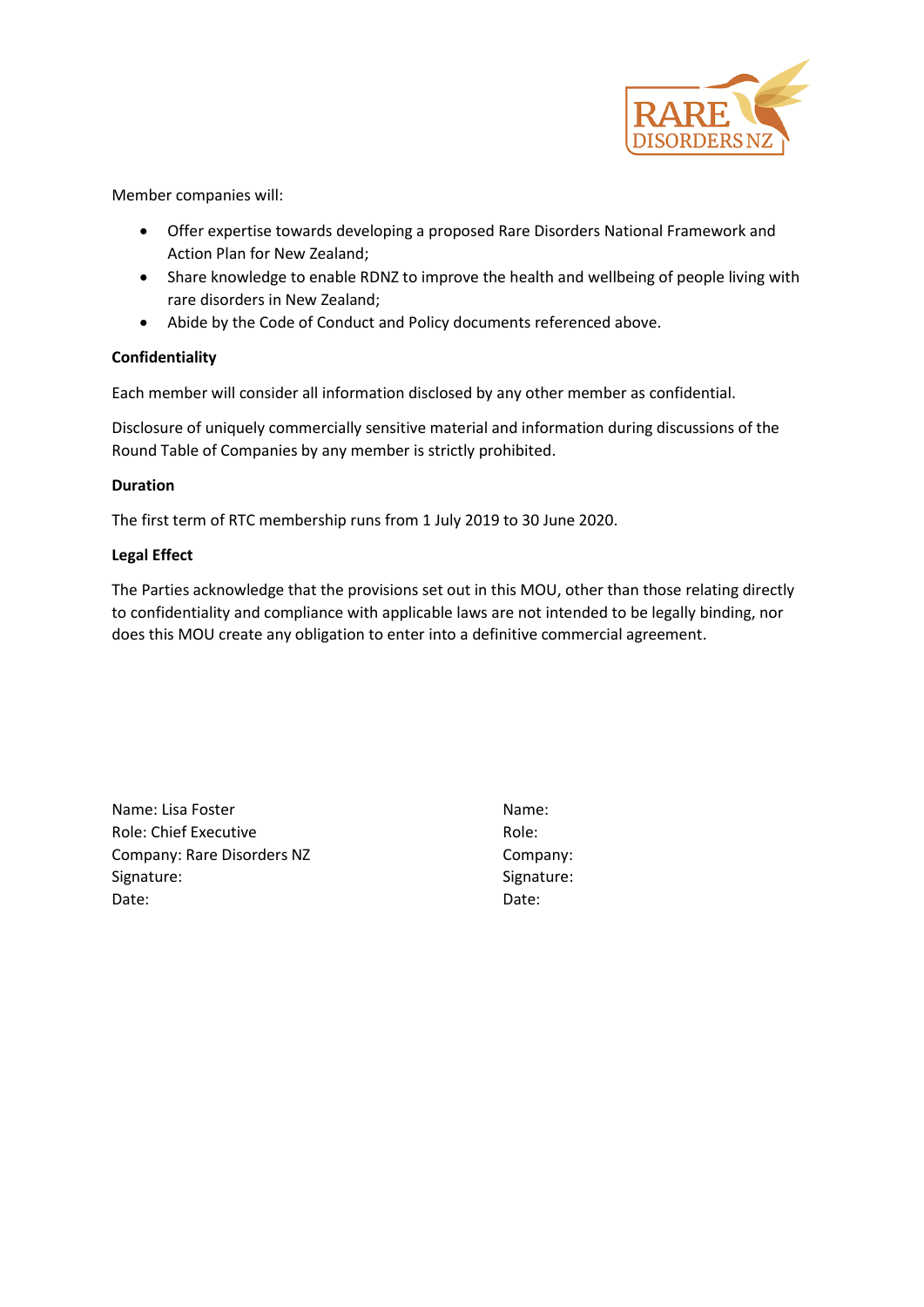Member companies will:

- Offer expertise towards developing a proposed Rare Disorders National Framework and Action Plan for New Zealand;
- Share knowledge to enable RDNZ to improve the health and wellbeing of people living with rare disorders in New Zealand;
- Abide by the Code of Conduct and Policy documents referenced above.

**Confidentiality**

Each member will consider all information disclosed by any other member as confidential.

Disclosure of uniquely commercially sensitive material and information during discussions of the Round Table of Companies by any member is strictly prohibited.

**Duration**

The first term of RTC membership runs from 1 July 2019 to 30 June 2020.

**Legal Effect**

The Parties acknowledge that the provisions set out in this MOU, other than those relating directly to confidentiality and compliance with applicable laws are not intended to be legally binding, nor does this MOU create any obligation to enter into a definitive commercial agreement.

Name: Lisa Foster
Role: Chief Executive
Company: Rare Disorders NZ
Signature:
Date:

Name:
Role:
Company:
Signature:
Date: